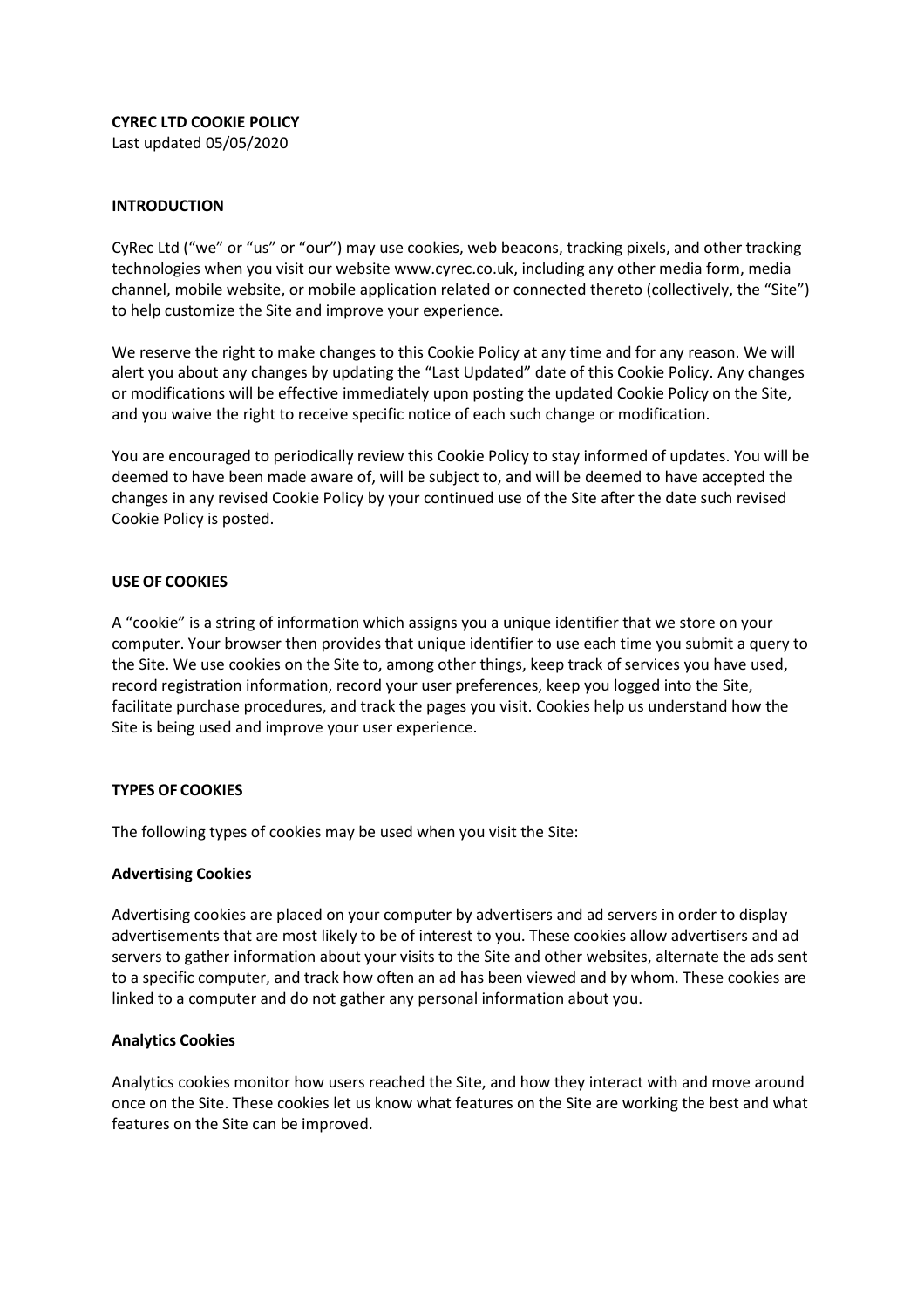**CYREC LTD COOKIE POLICY**

Last updated 05/05/2020

## INTRODUCTION

CyRec Ltd ("we" or "us" or "our") may use cookies, web beacons, tracking pixels, and other tracking technologies when you visit our website www.cyrec.co.uk, including any other media form, media channel, mobile website, or mobile application related or connected thereto (collectively, the "Site") to help customize the Site and improve your experience.

We reserve the right to make changes to this Cookie Policy at any time and for any reason. We will alert you about any changes by updating the "Last Updated" date of this Cookie Policy. Any changes or modifications will be effective immediately upon posting the updated Cookie Policy on the Site, and you waive the right to receive specific notice of each such change or modification.

You are encouraged to periodically review this Cookie Policy to stay informed of updates. You will be deemed to have been made aware of, will be subject to, and will be deemed to have accepted the changes in any revised Cookie Policy by your continued use of the Site after the date such revised Cookie Policy is posted.

## USE OF COOKIES

A "cookie" is a string of information which assigns you a unique identifier that we store on your computer. Your browser then provides that unique identifier to use each time you submit a query to the Site. We use cookies on the Site to, among other things, keep track of services you have used, record registration information, record your user preferences, keep you logged into the Site, facilitate purchase procedures, and track the pages you visit. Cookies help us understand how the Site is being used and improve your user experience.

## TYPES OF COOKIES

The following types of cookies may be used when you visit the Site:

### Advertising Cookies

Advertising cookies are placed on your computer by advertisers and ad servers in order to display advertisements that are most likely to be of interest to you. These cookies allow advertisers and ad servers to gather information about your visits to the Site and other websites, alternate the ads sent to a specific computer, and track how often an ad has been viewed and by whom. These cookies are linked to a computer and do not gather any personal information about you.

### Analytics Cookies

Analytics cookies monitor how users reached the Site, and how they interact with and move around once on the Site. These cookies let us know what features on the Site are working the best and what features on the Site can be improved.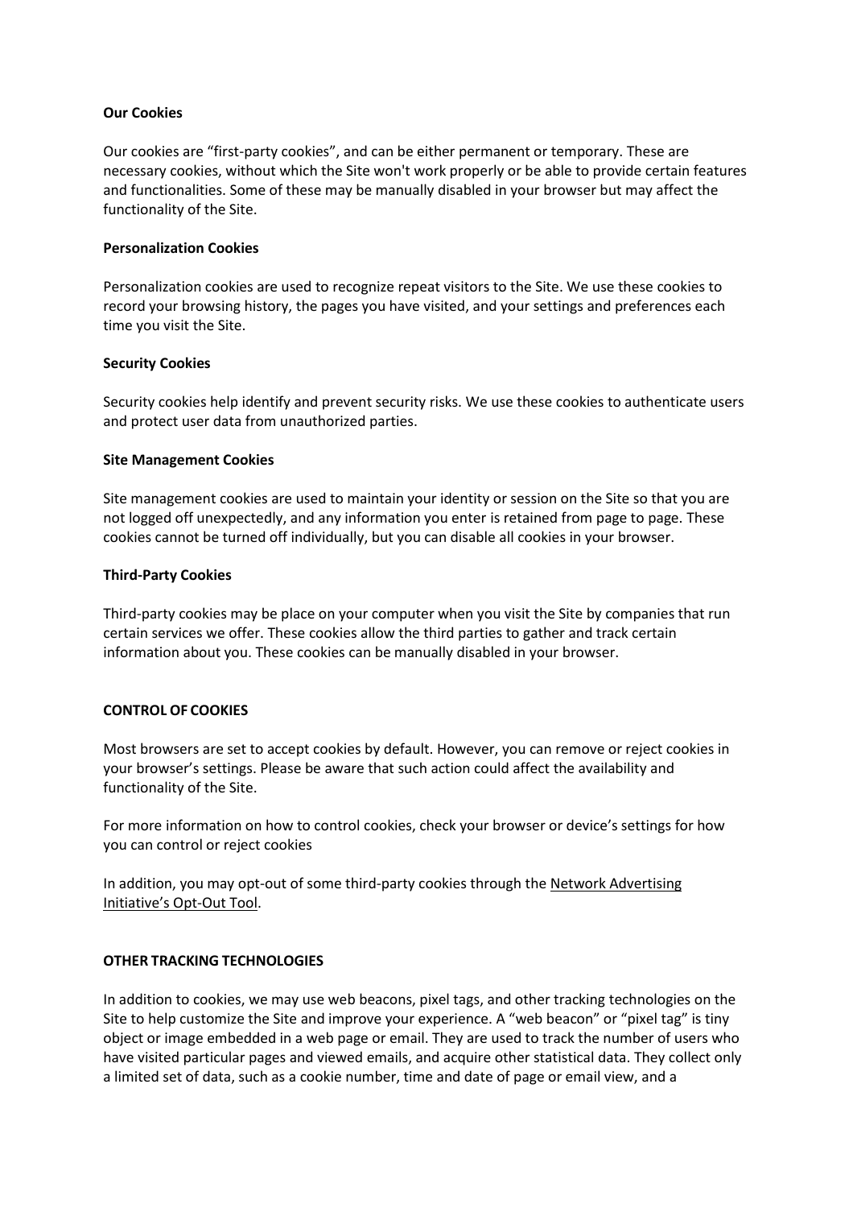**Our Cookies**

Our cookies are "first-party cookies", and can be either permanent or temporary. These are necessary cookies, without which the Site won't work properly or be able to provide certain features and functionalities. Some of these may be manually disabled in your browser but may affect the functionality of the Site.

**Personalization Cookies**

Personalization cookies are used to recognize repeat visitors to the Site. We use these cookies to record your browsing history, the pages you have visited, and your settings and preferences each time you visit the Site.

**Security Cookies**

Security cookies help identify and prevent security risks. We use these cookies to authenticate users and protect user data from unauthorized parties.

**Site Management Cookies**

Site management cookies are used to maintain your identity or session on the Site so that you are not logged off unexpectedly, and any information you enter is retained from page to page. These cookies cannot be turned off individually, but you can disable all cookies in your browser.

**Third-Party Cookies**

Third-party cookies may be place on your computer when you visit the Site by companies that run certain services we offer. These cookies allow the third parties to gather and track certain information about you. These cookies can be manually disabled in your browser.

**CONTROL OF COOKIES**

Most browsers are set to accept cookies by default. However, you can remove or reject cookies in your browser's settings. Please be aware that such action could affect the availability and functionality of the Site.

For more information on how to control cookies, check your browser or device's settings for how you can control or reject cookies

In addition, you may opt-out of some third-party cookies through the Network Advertising Initiative's Opt-Out Tool.

**OTHER TRACKING TECHNOLOGIES**

In addition to cookies, we may use web beacons, pixel tags, and other tracking technologies on the Site to help customize the Site and improve your experience. A "web beacon" or "pixel tag" is tiny object or image embedded in a web page or email. They are used to track the number of users who have visited particular pages and viewed emails, and acquire other statistical data. They collect only a limited set of data, such as a cookie number, time and date of page or email view, and a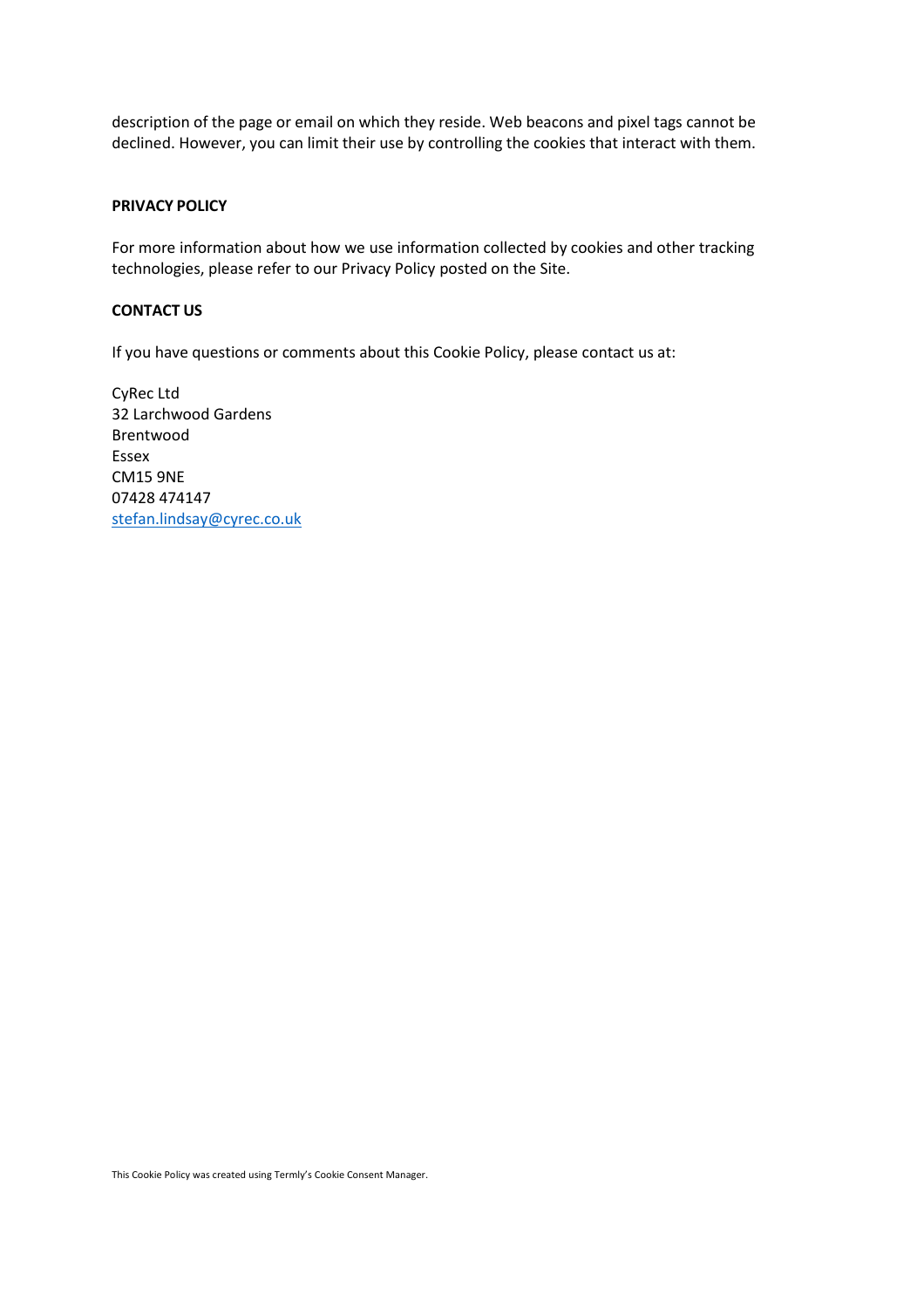description of the page or email on which they reside. Web beacons and pixel tags cannot be declined. However, you can limit their use by controlling the cookies that interact with them.

**PRIVACY POLICY**

For more information about how we use information collected by cookies and other tracking technologies, please refer to our Privacy Policy posted on the Site.

**CONTACT US**

If you have questions or comments about this Cookie Policy, please contact us at:

CyRec Ltd
32 Larchwood Gardens
Brentwood
Essex
CM15 9NE
07428 474147
stefan.lindsay@cyrec.co.uk

This Cookie Policy was created using Termly's Cookie Consent Manager.